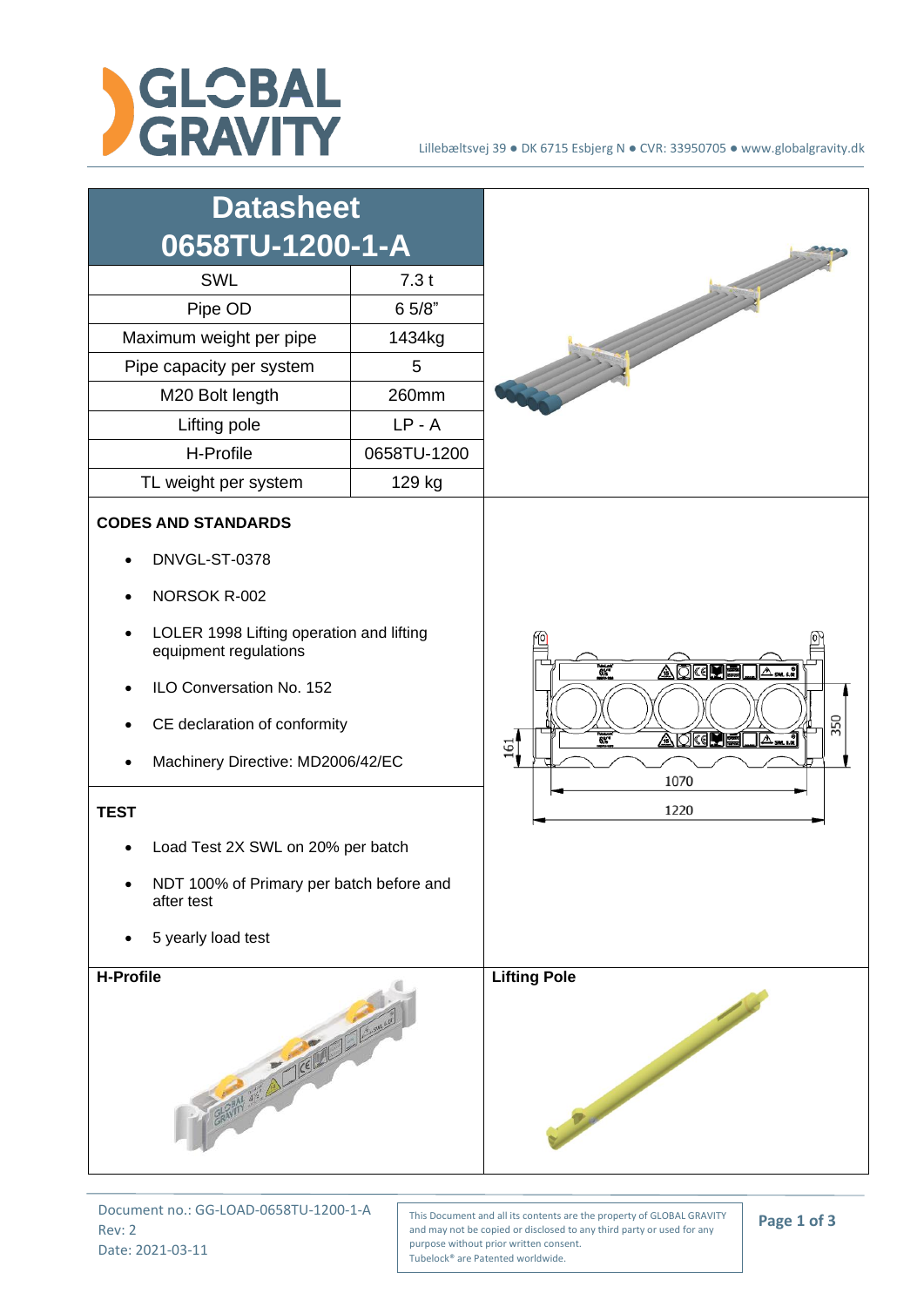Lillebæltsvej 39 ● DK 6715 Esbjerg N ● CVR: 33950705 ● www.globalgravity.dk

# Datasheet 0658TU-1200-1-A

| | |
|---|---|
| SWL | 7.3 t |
| Pipe OD | 6 5/8" |
| Maximum weight per pipe | 1434kg |
| Pipe capacity per system | 5 |
| M20 Bolt length | 260mm |
| Lifting pole | LP - A |
| H-Profile | 0658TU-1200 |
| TL weight per system | 129 kg |

**CODES AND STANDARDS**

- DNVGL-ST-0378
- NORSOK R-002
- LOLER 1998 Lifting operation and lifting equipment regulations
- ILO Conversation No. 152
- CE declaration of conformity
- Machinery Directive: MD2006/42/EC

**TEST**

- Load Test 2X SWL on 20% per batch
- NDT 100% of Primary per batch before and after test
- 5 yearly load test

161

350

1070

1220

**H-Profile**

**Lifting Pole**

Document no.: GG-LOAD-0658TU-1200-1-A
Rev: 2
Date: 2021-03-11

This Document and all its contents are the property of GLOBAL GRAVITY and may not be copied or disclosed to any third party or used for any purpose without prior written consent.
Tubelock® are Patented worldwide.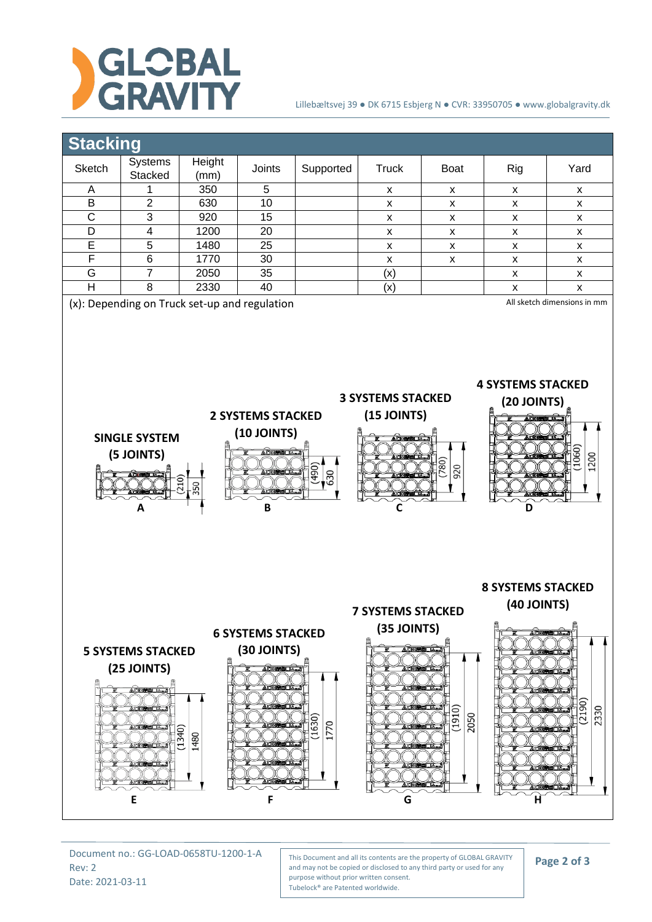## Stacking

| Sketch | Systems Stacked | Height (mm) | Joints | Supported | Truck | Boat | Rig | Yard |
|---|---|---|---|---|---|---|---|---|
| A | 1 | 350 | 5 | | x | x | x | x |
| B | 2 | 630 | 10 | | x | x | x | x |
| C | 3 | 920 | 15 | | x | x | x | x |
| D | 4 | 1200 | 20 | | x | x | x | x |
| E | 5 | 1480 | 25 | | x | x | x | x |
| F | 6 | 1770 | 30 | | x | x | x | x |
| G | 7 | 2050 | 35 | | (x) | | x | x |
| H | 8 | 2330 | 40 | | (x) | | x | x |

(x): Depending on Truck set-up and regulation

All sketch dimensions in mm

**SINGLE SYSTEM (5 JOINTS)** — A: (210), 350

**2 SYSTEMS STACKED (10 JOINTS)** — B: (490), 630

**3 SYSTEMS STACKED (15 JOINTS)** — C: (780), 920

**4 SYSTEMS STACKED (20 JOINTS)** — D: (1060), 1200

**5 SYSTEMS STACKED (25 JOINTS)** — E: (1340), 1480

**6 SYSTEMS STACKED (30 JOINTS)** — F: (1630), 1770

**7 SYSTEMS STACKED (35 JOINTS)** — G: (1910), 2050

**8 SYSTEMS STACKED (40 JOINTS)** — H: (2190), 2330

Document no.: GG-LOAD-0658TU-1200-1-A
Rev: 2
Date: 2021-03-11

This Document and all its contents are the property of GLOBAL GRAVITY and may not be copied or disclosed to any third party or used for any purpose without prior written consent.
Tubelock® are Patented worldwide.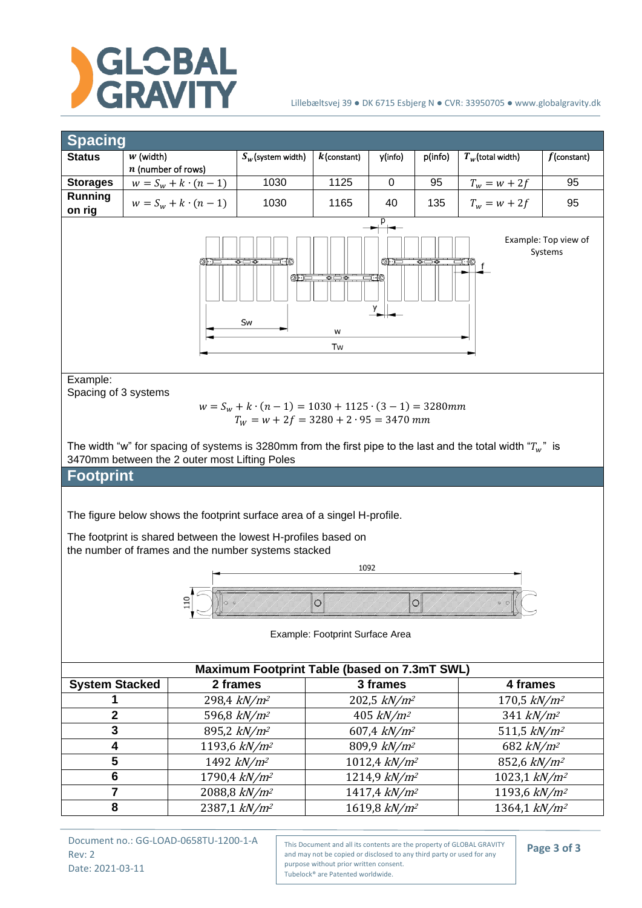## Spacing

| Status | $w$ (width) $n$ (number of rows) | $S_w$ (system width) | $k$ (constant) | y(info) | p(info) | $T_w$ (total width) | $f$ (constant) |
|---|---|---|---|---|---|---|---|
| **Storages** | $w = S_w + k \cdot (n-1)$ | 1030 | 1125 | 0 | 95 | $T_w = w + 2f$ | 95 |
| **Running on rig** | $w = S_w + k \cdot (n-1)$ | 1030 | 1165 | 40 | 135 | $T_w = w + 2f$ | 95 |

p

Example: Top view of Systems

f

y

Sw

w

Tw

Example:
Spacing of 3 systems

$$w = S_w + k \cdot (n-1) = 1030 + 1125 \cdot (3-1) = 3280mm$$
$$T_W = w + 2f = 3280 + 2 \cdot 95 = 3470\ mm$$

The width "w" for spacing of systems is 3280mm from the first pipe to the last and the total width "$T_w$" is 3470mm between the 2 outer most Lifting Poles

## Footprint

The figure below shows the footprint surface area of a singel H-profile.

The footprint is shared between the lowest H-profiles based on the number of frames and the number systems stacked

1092

110

Example: Footprint Surface Area

| Maximum Footprint Table (based on 7.3mT SWL) | | | |
|---|---|---|---|
| **System Stacked** | **2 frames** | **3 frames** | **4 frames** |
| **1** | 298,4 $kN/m^2$ | 202,5 $kN/m^2$ | 170,5 $kN/m^2$ |
| **2** | 596,8 $kN/m^2$ | 405 $kN/m^2$ | 341 $kN/m^2$ |
| **3** | 895,2 $kN/m^2$ | 607,4 $kN/m^2$ | 511,5 $kN/m^2$ |
| **4** | 1193,6 $kN/m^2$ | 809,9 $kN/m^2$ | 682 $kN/m^2$ |
| **5** | 1492 $kN/m^2$ | 1012,4 $kN/m^2$ | 852,6 $kN/m^2$ |
| **6** | 1790,4 $kN/m^2$ | 1214,9 $kN/m^2$ | 1023,1 $kN/m^2$ |
| **7** | 2088,8 $kN/m^2$ | 1417,4 $kN/m^2$ | 1193,6 $kN/m^2$ |
| **8** | 2387,1 $kN/m^2$ | 1619,8 $kN/m^2$ | 1364,1 $kN/m^2$ |

Document no.: GG-LOAD-0658TU-1200-1-A
Rev: 2
Date: 2021-03-11

This Document and all its contents are the property of GLOBAL GRAVITY and may not be copied or disclosed to any third party or used for any purpose without prior written consent.
Tubelock® are Patented worldwide.